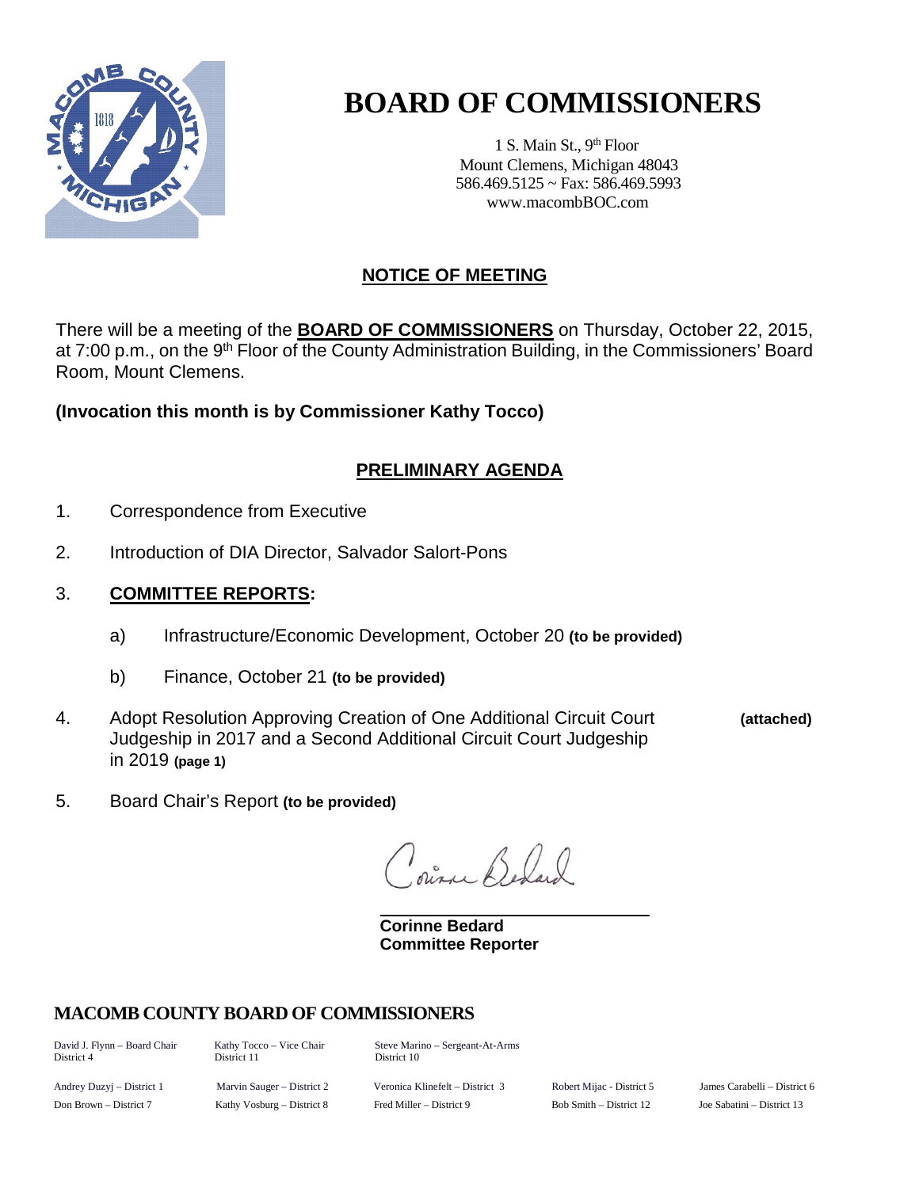# BOARD OF COMMISSIONERS

1 S. Main St., 9th Floor
Mount Clemens, Michigan 48043
586.469.5125 ~ Fax: 586.469.5993
www.macombBOC.com

## NOTICE OF MEETING

There will be a meeting of the **BOARD OF COMMISSIONERS** on Thursday, October 22, 2015, at 7:00 p.m., on the 9th Floor of the County Administration Building, in the Commissioners' Board Room, Mount Clemens.

**(Invocation this month is by Commissioner Kathy Tocco)**

## PRELIMINARY AGENDA

1. Correspondence from Executive

2. Introduction of DIA Director, Salvador Salort-Pons

3. **COMMITTEE REPORTS:**

   a) Infrastructure/Economic Development, October 20 **(to be provided)**

   b) Finance, October 21 **(to be provided)**

4. Adopt Resolution Approving Creation of One Additional Circuit Court Judgeship in 2017 and a Second Additional Circuit Court Judgeship in 2019 **(page 1)** **(attached)**

5. Board Chair's Report **(to be provided)**

Corinne Bedard

**Corinne Bedard**
**Committee Reporter**

### MACOMB COUNTY BOARD OF COMMISSIONERS

David J. Flynn – Board Chair, District 4
Kathy Tocco – Vice Chair, District 11
Steve Marino – Sergeant-At-Arms, District 10

Andrey Duzyj – District 1
Marvin Sauger – District 2
Veronica Klinefelt – District 3
Robert Mijac - District 5
James Carabelli – District 6
Don Brown – District 7
Kathy Vosburg – District 8
Fred Miller – District 9
Bob Smith – District 12
Joe Sabatini – District 13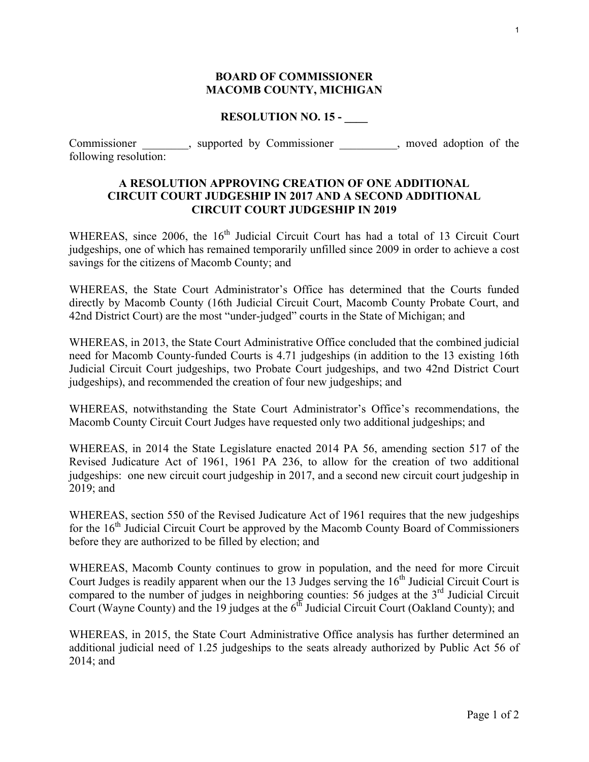**BOARD OF COMMISSIONER**
**MACOMB COUNTY, MICHIGAN**

**RESOLUTION NO. 15 - ____**

Commissioner ________, supported by Commissioner __________, moved adoption of the following resolution:

**A RESOLUTION APPROVING CREATION OF ONE ADDITIONAL CIRCUIT COURT JUDGESHIP IN 2017 AND A SECOND ADDITIONAL CIRCUIT COURT JUDGESHIP IN 2019**

WHEREAS, since 2006, the 16th Judicial Circuit Court has had a total of 13 Circuit Court judgeships, one of which has remained temporarily unfilled since 2009 in order to achieve a cost savings for the citizens of Macomb County; and

WHEREAS, the State Court Administrator's Office has determined that the Courts funded directly by Macomb County (16th Judicial Circuit Court, Macomb County Probate Court, and 42nd District Court) are the most "under-judged" courts in the State of Michigan; and

WHEREAS, in 2013, the State Court Administrative Office concluded that the combined judicial need for Macomb County-funded Courts is 4.71 judgeships (in addition to the 13 existing 16th Judicial Circuit Court judgeships, two Probate Court judgeships, and two 42nd District Court judgeships), and recommended the creation of four new judgeships; and

WHEREAS, notwithstanding the State Court Administrator's Office's recommendations, the Macomb County Circuit Court Judges have requested only two additional judgeships; and

WHEREAS, in 2014 the State Legislature enacted 2014 PA 56, amending section 517 of the Revised Judicature Act of 1961, 1961 PA 236, to allow for the creation of two additional judgeships: one new circuit court judgeship in 2017, and a second new circuit court judgeship in 2019; and

WHEREAS, section 550 of the Revised Judicature Act of 1961 requires that the new judgeships for the 16th Judicial Circuit Court be approved by the Macomb County Board of Commissioners before they are authorized to be filled by election; and

WHEREAS, Macomb County continues to grow in population, and the need for more Circuit Court Judges is readily apparent when our the 13 Judges serving the 16th Judicial Circuit Court is compared to the number of judges in neighboring counties: 56 judges at the 3rd Judicial Circuit Court (Wayne County) and the 19 judges at the 6th Judicial Circuit Court (Oakland County); and

WHEREAS, in 2015, the State Court Administrative Office analysis has further determined an additional judicial need of 1.25 judgeships to the seats already authorized by Public Act 56 of 2014; and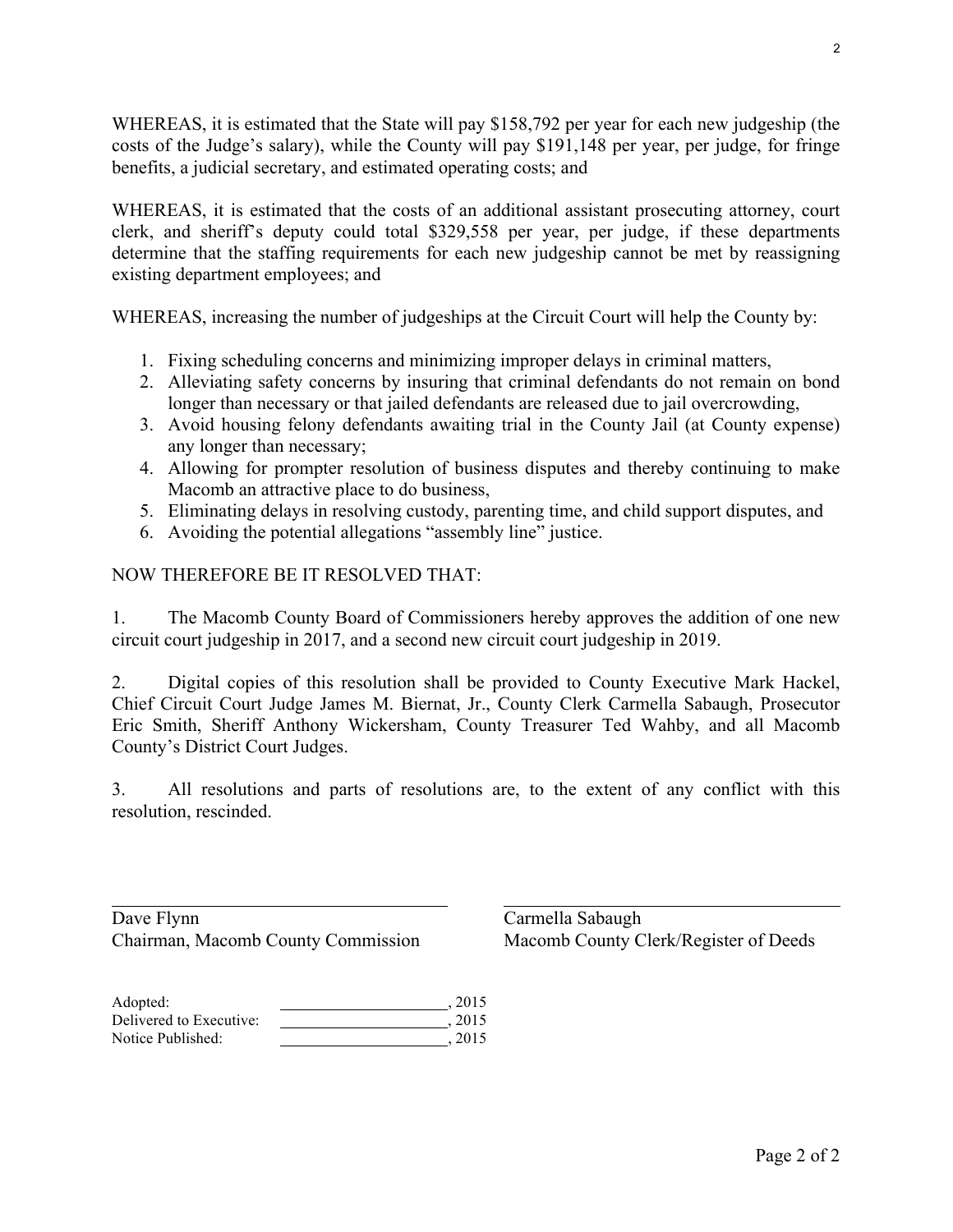WHEREAS, it is estimated that the State will pay $158,792 per year for each new judgeship (the costs of the Judge's salary), while the County will pay $191,148 per year, per judge, for fringe benefits, a judicial secretary, and estimated operating costs; and

WHEREAS, it is estimated that the costs of an additional assistant prosecuting attorney, court clerk, and sheriff's deputy could total $329,558 per year, per judge, if these departments determine that the staffing requirements for each new judgeship cannot be met by reassigning existing department employees; and

WHEREAS, increasing the number of judgeships at the Circuit Court will help the County by:

1. Fixing scheduling concerns and minimizing improper delays in criminal matters,
2. Alleviating safety concerns by insuring that criminal defendants do not remain on bond longer than necessary or that jailed defendants are released due to jail overcrowding,
3. Avoid housing felony defendants awaiting trial in the County Jail (at County expense) any longer than necessary;
4. Allowing for prompter resolution of business disputes and thereby continuing to make Macomb an attractive place to do business,
5. Eliminating delays in resolving custody, parenting time, and child support disputes, and
6. Avoiding the potential allegations "assembly line" justice.

NOW THEREFORE BE IT RESOLVED THAT:

1. The Macomb County Board of Commissioners hereby approves the addition of one new circuit court judgeship in 2017, and a second new circuit court judgeship in 2019.

2. Digital copies of this resolution shall be provided to County Executive Mark Hackel, Chief Circuit Court Judge James M. Biernat, Jr., County Clerk Carmella Sabaugh, Prosecutor Eric Smith, Sheriff Anthony Wickersham, County Treasurer Ted Wahby, and all Macomb County's District Court Judges.

3. All resolutions and parts of resolutions are, to the extent of any conflict with this resolution, rescinded.

Dave Flynn
Chairman, Macomb County Commission

Carmella Sabaugh
Macomb County Clerk/Register of Deeds

Adopted: ____________, 2015
Delivered to Executive: ____________, 2015
Notice Published: ____________, 2015